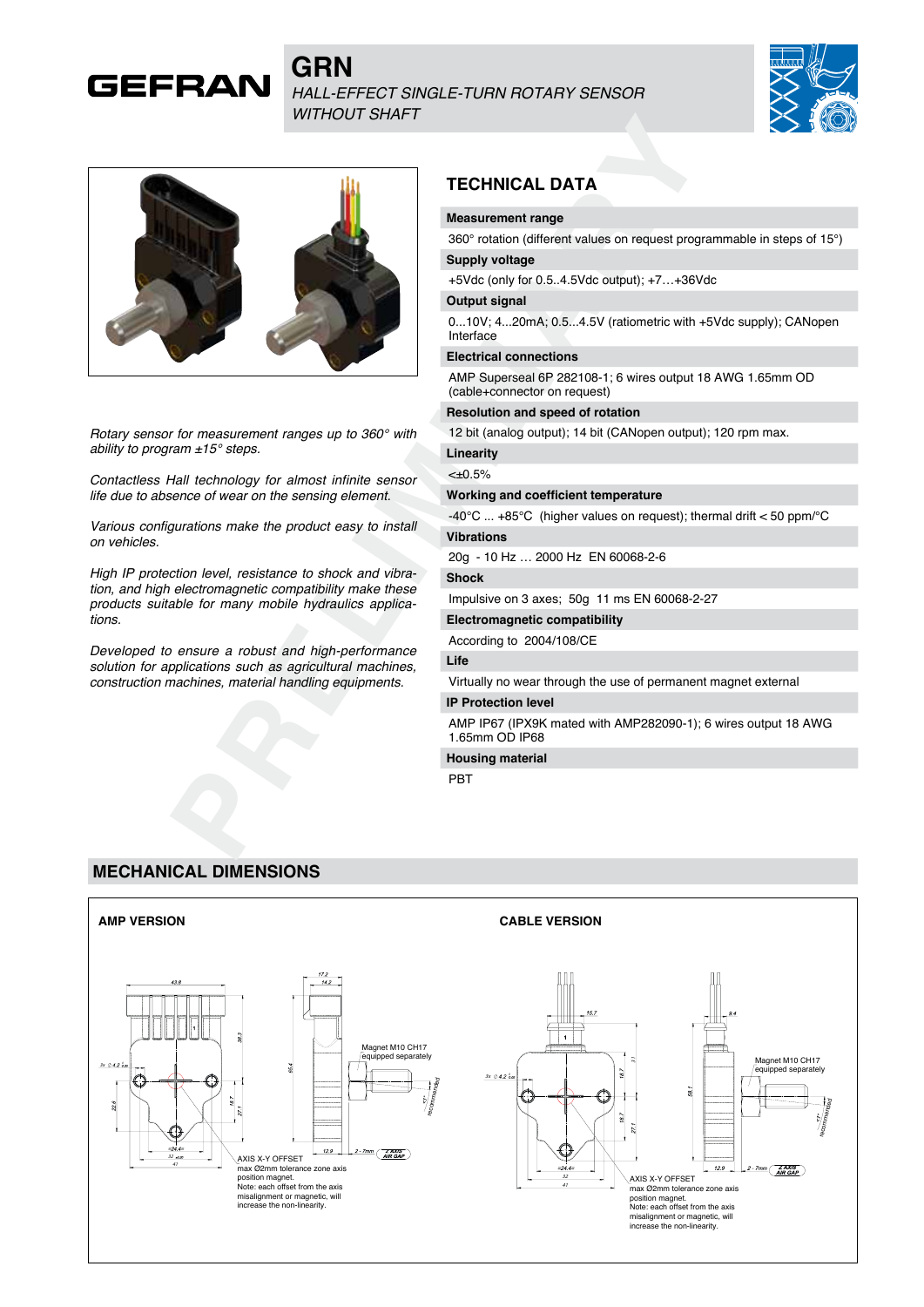# GEFRAN

## GRN

*HALL-EFFECT SINGLE-TURN ROTARY SENSOR WITHOUT SHAFT*

*Rotary sensor for measurement ranges up to 360° with ability to program ±15° steps.*

*Contactless Hall technology for almost infinite sensor life due to absence of wear on the sensing element.*

*Various configurations make the product easy to install on vehicles.*

*High IP protection level, resistance to shock and vibration, and high electromagnetic compatibility make these products suitable for many mobile hydraulics applications.*

*Developed to ensure a robust and high-performance solution for applications such as agricultural machines, construction machines, material handling equipments.*

## TECHNICAL DATA

**Measurement range**

360° rotation (different values on request programmable in steps of 15°)

**Supply voltage**

+5Vdc (only for 0.5..4.5Vdc output); +7…+36Vdc

**Output signal**

0...10V; 4...20mA; 0.5...4.5V (ratiometric with +5Vdc supply); CANopen Interface

**Electrical connections**

AMP Superseal 6P 282108-1; 6 wires output 18 AWG 1.65mm OD (cable+connector on request)

**Resolution and speed of rotation**

12 bit (analog output); 14 bit (CANopen output); 120 rpm max.

**Linearity**

<±0.5%

**Working and coefficient temperature**

-40°C ... +85°C (higher values on request); thermal drift < 50 ppm/°C

**Vibrations**

20g - 10 Hz … 2000 Hz EN 60068-2-6

**Shock**

Impulsive on 3 axes; 50g 11 ms EN 60068-2-27

**Electromagnetic compatibility**

According to 2004/108/CE

**Life**

Virtually no wear through the use of permanent magnet external

**IP Protection level**

AMP IP67 (IPX9K mated with AMP282090-1); 6 wires output 18 AWG 1.65mm OD IP68

**Housing material**

PBT

## MECHANICAL DIMENSIONS

**AMP VERSION**

Magnet M10 CH17 equipped separately

AXIS X-Y OFFSET
max Ø2mm tolerance zone axis position magnet.
Note: each offset from the axis misalignment or magnetic, will increase the non-linearity.

**CABLE VERSION**

Magnet M10 CH17 equipped separately

AXIS X-Y OFFSET
max Ø2mm tolerance zone axis position magnet.
Note: each offset from the axis misalignment or magnetic, will increase the non-linearity.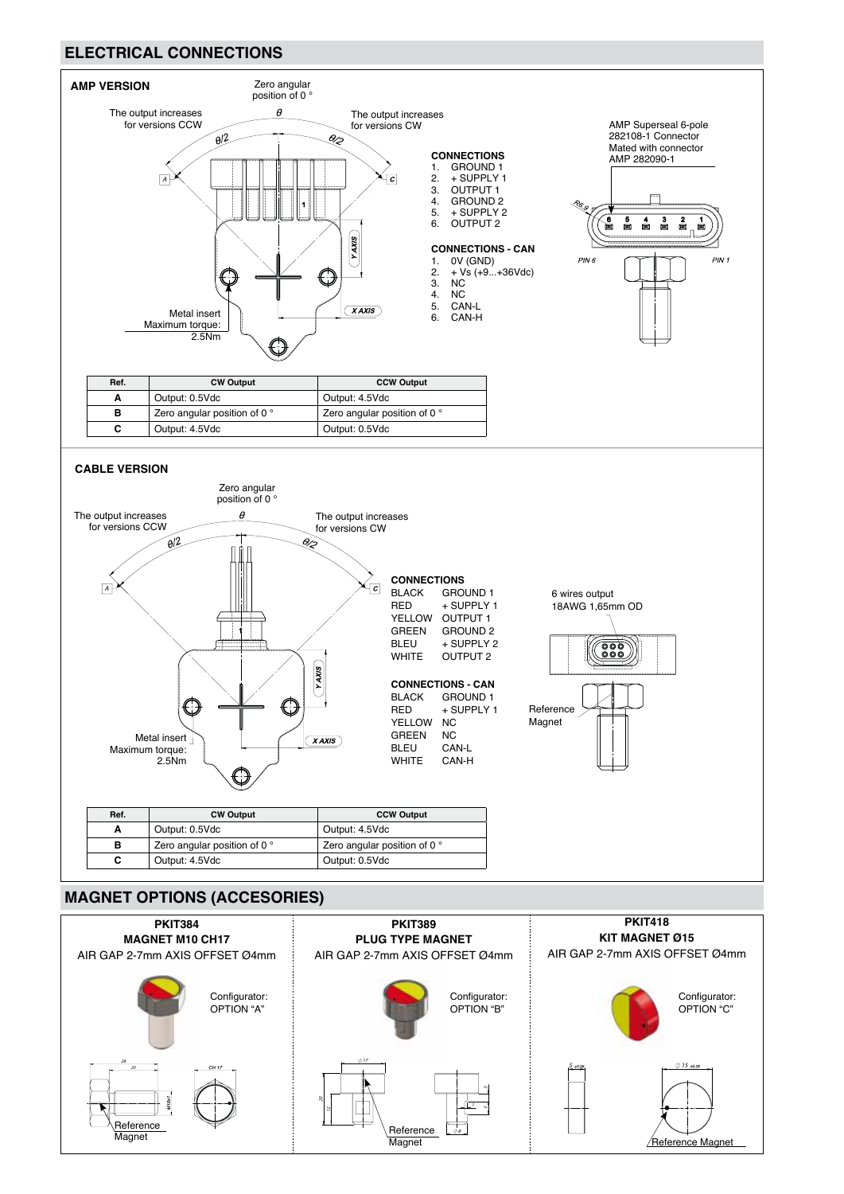## ELECTRICAL CONNECTIONS

### AMP VERSION

Zero angular position of 0 °

The output increases for versions CCW

The output increases for versions CW

Metal insert
Maximum torque:
2.5Nm

**CONNECTIONS**
1. GROUND 1
2. + SUPPLY 1
3. OUTPUT 1
4. GROUND 2
5. + SUPPLY 2
6. OUTPUT 2

**CONNECTIONS - CAN**
1. 0V (GND)
2. + Vs (+9...+36Vdc)
3. NC
4. NC
5. CAN-L
6. CAN-H

AMP Superseal 6-pole 282108-1 Connector
Mated with connector AMP 282090-1

| Ref. | CW Output | CCW Output |
|---|---|---|
| A | Output: 0.5Vdc | Output: 4.5Vdc |
| B | Zero angular position of 0 ° | Zero angular position of 0 ° |
| C | Output: 4.5Vdc | Output: 0.5Vdc |

### CABLE VERSION

Zero angular position of 0 °

The output increases for versions CCW

The output increases for versions CW

Metal insert
Maximum torque:
2.5Nm

**CONNECTIONS**

| | |
|---|---|
| BLACK | GROUND 1 |
| RED | + SUPPLY 1 |
| YELLOW | OUTPUT 1 |
| GREEN | GROUND 2 |
| BLEU | + SUPPLY 2 |
| WHITE | OUTPUT 2 |

**CONNECTIONS - CAN**

| | |
|---|---|
| BLACK | GROUND 1 |
| RED | + SUPPLY 1 |
| YELLOW | NC |
| GREEN | NC |
| BLEU | CAN-L |
| WHITE | CAN-H |

6 wires output
18AWG 1,65mm OD

Reference Magnet

| Ref. | CW Output | CCW Output |
|---|---|---|
| A | Output: 0.5Vdc | Output: 4.5Vdc |
| B | Zero angular position of 0 ° | Zero angular position of 0 ° |
| C | Output: 4.5Vdc | Output: 0.5Vdc |

## MAGNET OPTIONS (ACCESORIES)

**PKIT384**
**MAGNET M10 CH17**
AIR GAP 2-7mm AXIS OFFSET Ø4mm

Configurator: OPTION "A"

Reference Magnet

**PKIT389**
**PLUG TYPE MAGNET**
AIR GAP 2-7mm AXIS OFFSET Ø4mm

Configurator: OPTION "B"

Reference Magnet

**PKIT418**
**KIT MAGNET Ø15**
AIR GAP 2-7mm AXIS OFFSET Ø4mm

Configurator: OPTION "C"

Reference Magnet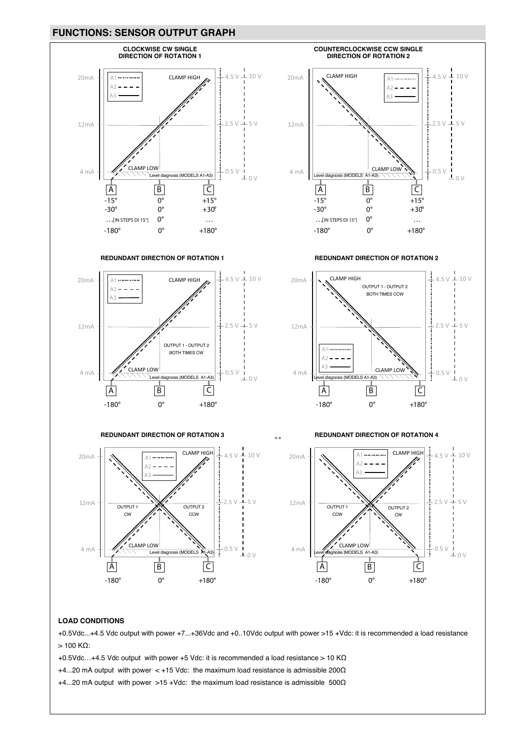## FUNCTIONS: SENSOR OUTPUT GRAPH

**CLOCKWISE CW SINGLE DIRECTION OF ROTATION 1**

20mA, 12mA, 4 mA — 4.5 V / 10 V, 2.5 V / 5 V, 0.5 V / 0 V

A1, A2, A3 — CLAMP HIGH — CLAMP LOW — Level diagnosis (MODELS A1-A3)

| A | B | C |
|---|---|---|
| -15° | 0° | +15° |
| -30° | 0° | +30° |
| …[IN STEPS DI 15°] | 0° | … |
| -180° | 0° | +180° |

**COUNTERCLOCKWISE CCW SINGLE DIRECTION OF ROTATION 2**

20mA, 12mA, 4 mA — 4.5 V / 10 V, 2.5 V / 5 V, 0.5 V / 0 V

A1, A2, A3 — CLAMP HIGH — CLAMP LOW — Level diagnosis (MODELS A1-A3)

| A | B | C |
|---|---|---|
| -15° | 0° | +15° |
| -30° | 0° | +30° |
| …[IN STEPS DI 15°] | 0° | … |
| -180° | 0° | +180° |

**REDUNDANT DIRECTION OF ROTATION 1**

20mA, 12mA, 4 mA — 4.5 V / 10 V, 2.5 V / 5 V, 0.5 V / 0 V

A1, A2, A3 — CLAMP HIGH — OUTPUT 1 - OUTPUT 2 BOTH TIMES CW — CLAMP LOW — Level diagnosis (MODELS A1-A3)

| A | B | C |
|---|---|---|
| -180° | 0° | +180° |

**REDUNDANT DIRECTION OF ROTATION 2**

20mA, 12mA, 4 mA — 4.5 V / 10 V, 2.5 V / 5 V, 0.5 V / 0 V

CLAMP HIGH — OUTPUT 1 - OUTPUT 2 BOTH TIMES CCW — A1, A2, A3 — CLAMP LOW — Level diagnosis (MODELS A1-A3)

| A | B | C |
|---|---|---|
| -180° | 0° | +180° |

**REDUNDANT DIRECTION OF ROTATION 3**

20mA, 12mA, 4 mA — 4.5 V / 10 V, 2.5 V / 5 V, 0.5 V / 0 V

A1, A2, A3 — CLAMP HIGH — OUTPUT 1 CW — OUTPUT 2 CCW — CLAMP LOW — Level diagnosis (MODELS A1-A3)

| A | B | C |
|---|---|---|
| -180° | 0° | +180° |

**REDUNDANT DIRECTION OF ROTATION 4**

20mA, 12mA, 4 mA — 4.5 V / 10 V, 2.5 V / 5 V, 0.5 V / 0 V

A1, A2, A3 — CLAMP HIGH — OUTPUT 1 CCW — OUTPUT 2 CW — CLAMP LOW — Level diagnosis (MODELS A1-A3)

| A | B | C |
|---|---|---|
| -180° | 0° | +180° |

### LOAD CONDITIONS

+0.5Vdc...+4.5 Vdc output with power +7...+36Vdc and +0..10Vdc output with power >15 +Vdc: it is recommended a load resistance > 100 KΩ:

+0.5Vdc…+4.5 Vdc output with power +5 Vdc: it is recommended a load resistance > 10 KΩ

+4...20 mA output with power < +15 Vdc: the maximum load resistance is admissible 200Ω

+4...20 mA output with power >15 +Vdc: the maximum load resistance is admissible 500Ω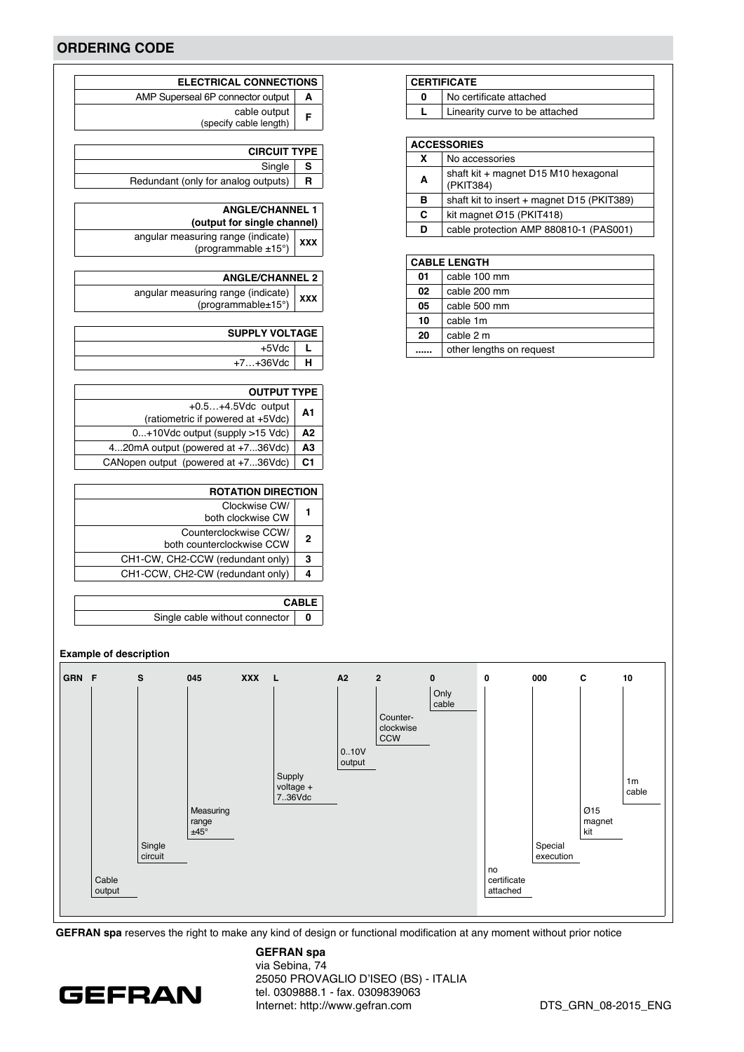## ORDERING CODE

| ELECTRICAL CONNECTIONS | |
|---|---|
| AMP Superseal 6P connector output | A |
| cable output (specify cable length) | F |

| CIRCUIT TYPE | |
|---|---|
| Single | S |
| Redundant (only for analog outputs) | R |

| ANGLE/CHANNEL 1 (output for single channel) | |
|---|---|
| angular measuring range (indicate) (programmable ±15°) | XXX |

| ANGLE/CHANNEL 2 | |
|---|---|
| angular measuring range (indicate) (programmable±15°) | XXX |

| SUPPLY VOLTAGE | |
|---|---|
| +5Vdc | L |
| +7…+36Vdc | H |

| OUTPUT TYPE | |
|---|---|
| +0.5…+4.5Vdc output (ratiometric if powered at +5Vdc) | A1 |
| 0...+10Vdc output (supply >15 Vdc) | A2 |
| 4...20mA output (powered at +7...36Vdc) | A3 |
| CANopen output (powered at +7...36Vdc) | C1 |

| ROTATION DIRECTION | |
|---|---|
| Clockwise CW/ both clockwise CW | 1 |
| Counterclockwise CCW/ both counterclockwise CCW | 2 |
| CH1-CW, CH2-CCW (redundant only) | 3 |
| CH1-CCW, CH2-CW (redundant only) | 4 |

| CABLE | |
|---|---|
| Single cable without connector | 0 |

| CERTIFICATE | |
|---|---|
| 0 | No certificate attached |
| L | Linearity curve to be attached |

| ACCESSORIES | |
|---|---|
| X | No accessories |
| A | shaft kit + magnet D15 M10 hexagonal (PKIT384) |
| B | shaft kit to insert + magnet D15 (PKIT389) |
| C | kit magnet Ø15 (PKIT418) |
| D | cable protection AMP 880810-1 (PAS001) |

| CABLE LENGTH | |
|---|---|
| 01 | cable 100 mm |
| 02 | cable 200 mm |
| 05 | cable 500 mm |
| 10 | cable 1m |
| 20 | cable 2 m |
| ...... | other lengths on request |

**Example of description**

| GRN | F | S | 045 | XXX | L | A2 | 2 | 0 | 0 | 000 | C | 10 |
|---|---|---|---|---|---|---|---|---|---|---|---|---|
| | Cable output | Single circuit | Measuring range ±45° | | Supply voltage + 7..36Vdc | 0..10V output | Counter-clockwise CCW | Only cable | no certificate attached | Special execution | Ø15 magnet kit | 1m cable |

**GEFRAN spa** reserves the right to make any kind of design or functional modification at any moment without prior notice

**GEFRAN spa**
via Sebina, 74
25050 PROVAGLIO D'ISEO (BS) - ITALIA
tel. 0309888.1 - fax. 0309839063
Internet: http://www.gefran.com

DTS_GRN_08-2015_ENG